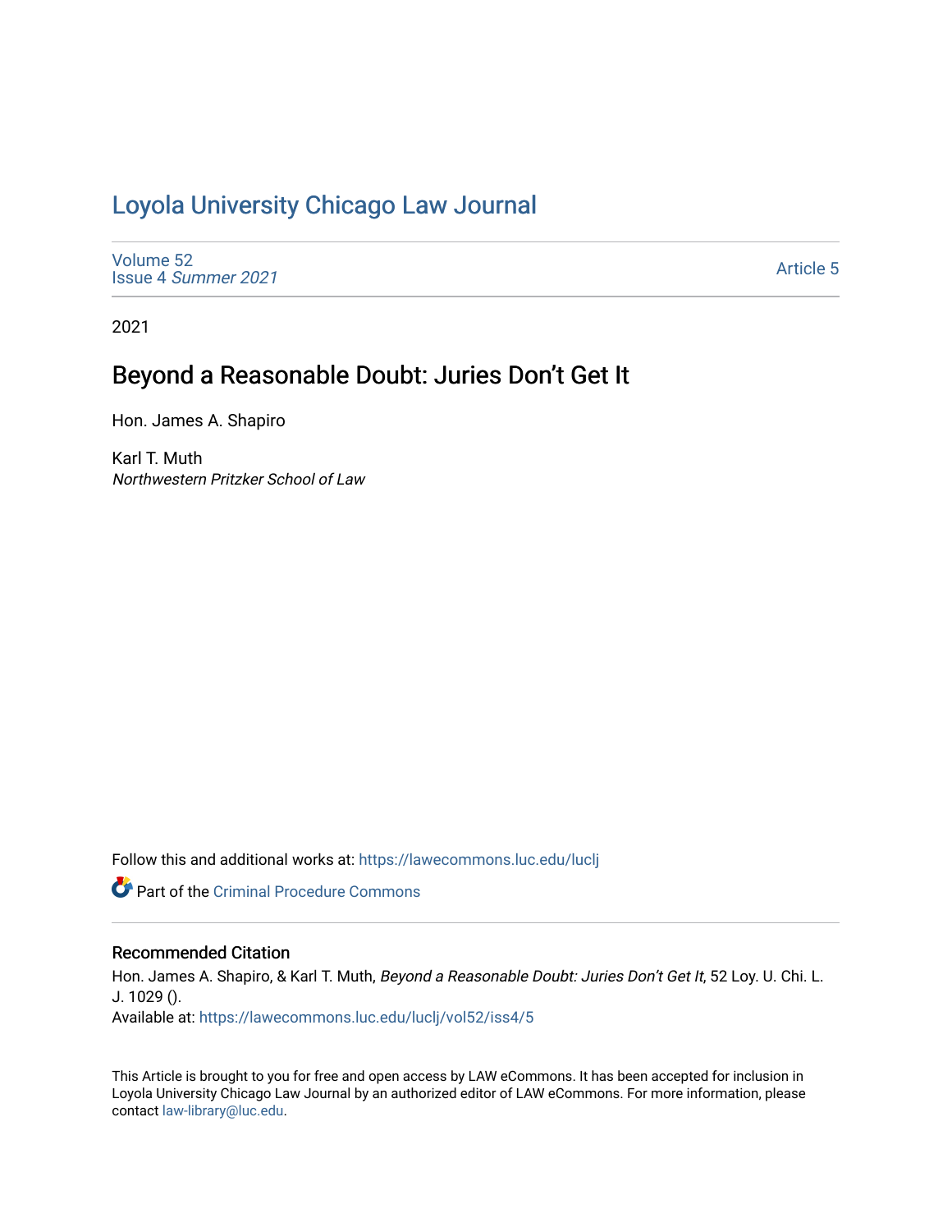# Loyola University Chicago Law Journal

Volume 52
Issue 4 *Summer 2021*

Article 5

2021

## Beyond a Reasonable Doubt: Juries Don't Get It

Hon. James A. Shapiro

Karl T. Muth
*Northwestern Pritzker School of Law*

Follow this and additional works at: https://lawecommons.luc.edu/luclj

Part of the Criminal Procedure Commons

### Recommended Citation

Hon. James A. Shapiro, & Karl T. Muth, *Beyond a Reasonable Doubt: Juries Don't Get It*, 52 Loy. U. Chi. L. J. 1029 ().
Available at: https://lawecommons.luc.edu/luclj/vol52/iss4/5

This Article is brought to you for free and open access by LAW eCommons. It has been accepted for inclusion in Loyola University Chicago Law Journal by an authorized editor of LAW eCommons. For more information, please contact law-library@luc.edu.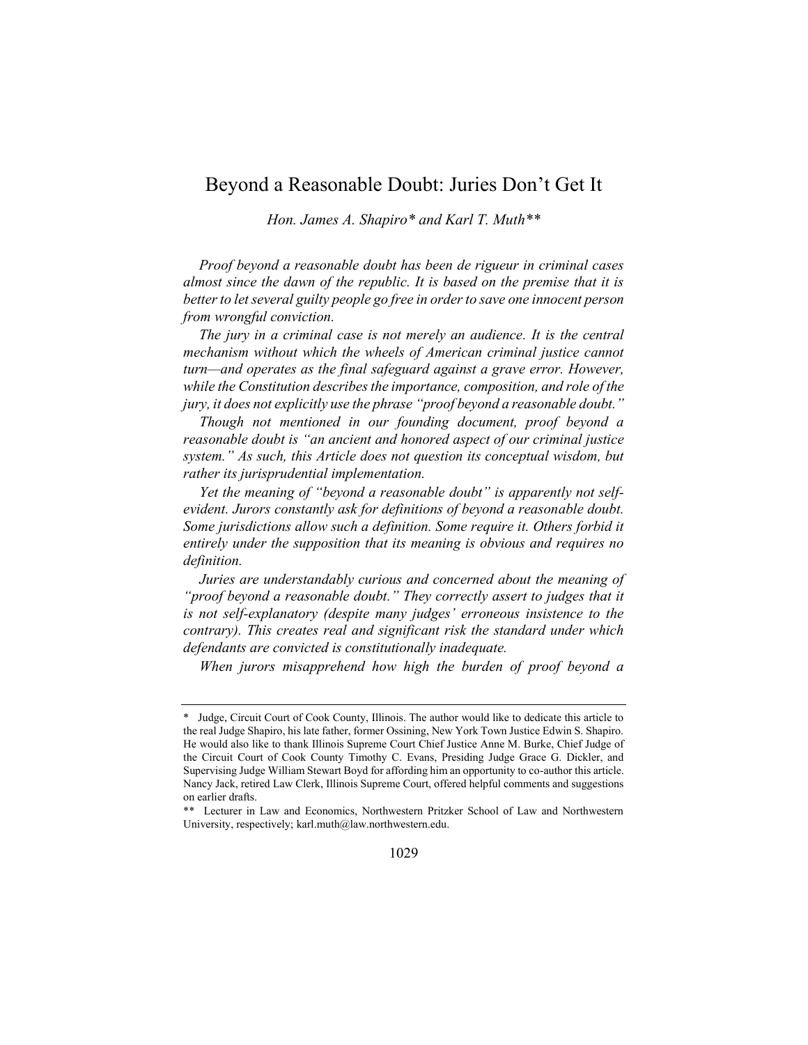# Beyond a Reasonable Doubt: Juries Don't Get It

*Hon. James A. Shapiro\* and Karl T. Muth\*\**

*Proof beyond a reasonable doubt has been de rigueur in criminal cases almost since the dawn of the republic. It is based on the premise that it is better to let several guilty people go free in order to save one innocent person from wrongful conviction.*

*The jury in a criminal case is not merely an audience. It is the central mechanism without which the wheels of American criminal justice cannot turn—and operates as the final safeguard against a grave error. However, while the Constitution describes the importance, composition, and role of the jury, it does not explicitly use the phrase "proof beyond a reasonable doubt."*

*Though not mentioned in our founding document, proof beyond a reasonable doubt is "an ancient and honored aspect of our criminal justice system." As such, this Article does not question its conceptual wisdom, but rather its jurisprudential implementation.*

*Yet the meaning of "beyond a reasonable doubt" is apparently not self-evident. Jurors constantly ask for definitions of beyond a reasonable doubt. Some jurisdictions allow such a definition. Some require it. Others forbid it entirely under the supposition that its meaning is obvious and requires no definition.*

*Juries are understandably curious and concerned about the meaning of "proof beyond a reasonable doubt." They correctly assert to judges that it is not self-explanatory (despite many judges' erroneous insistence to the contrary). This creates real and significant risk the standard under which defendants are convicted is constitutionally inadequate.*

*When jurors misapprehend how high the burden of proof beyond a*

---

\* Judge, Circuit Court of Cook County, Illinois. The author would like to dedicate this article to the real Judge Shapiro, his late father, former Ossining, New York Town Justice Edwin S. Shapiro. He would also like to thank Illinois Supreme Court Chief Justice Anne M. Burke, Chief Judge of the Circuit Court of Cook County Timothy C. Evans, Presiding Judge Grace G. Dickler, and Supervising Judge William Stewart Boyd for affording him an opportunity to co-author this article. Nancy Jack, retired Law Clerk, Illinois Supreme Court, offered helpful comments and suggestions on earlier drafts.

\*\* Lecturer in Law and Economics, Northwestern Pritzker School of Law and Northwestern University, respectively; karl.muth@law.northwestern.edu.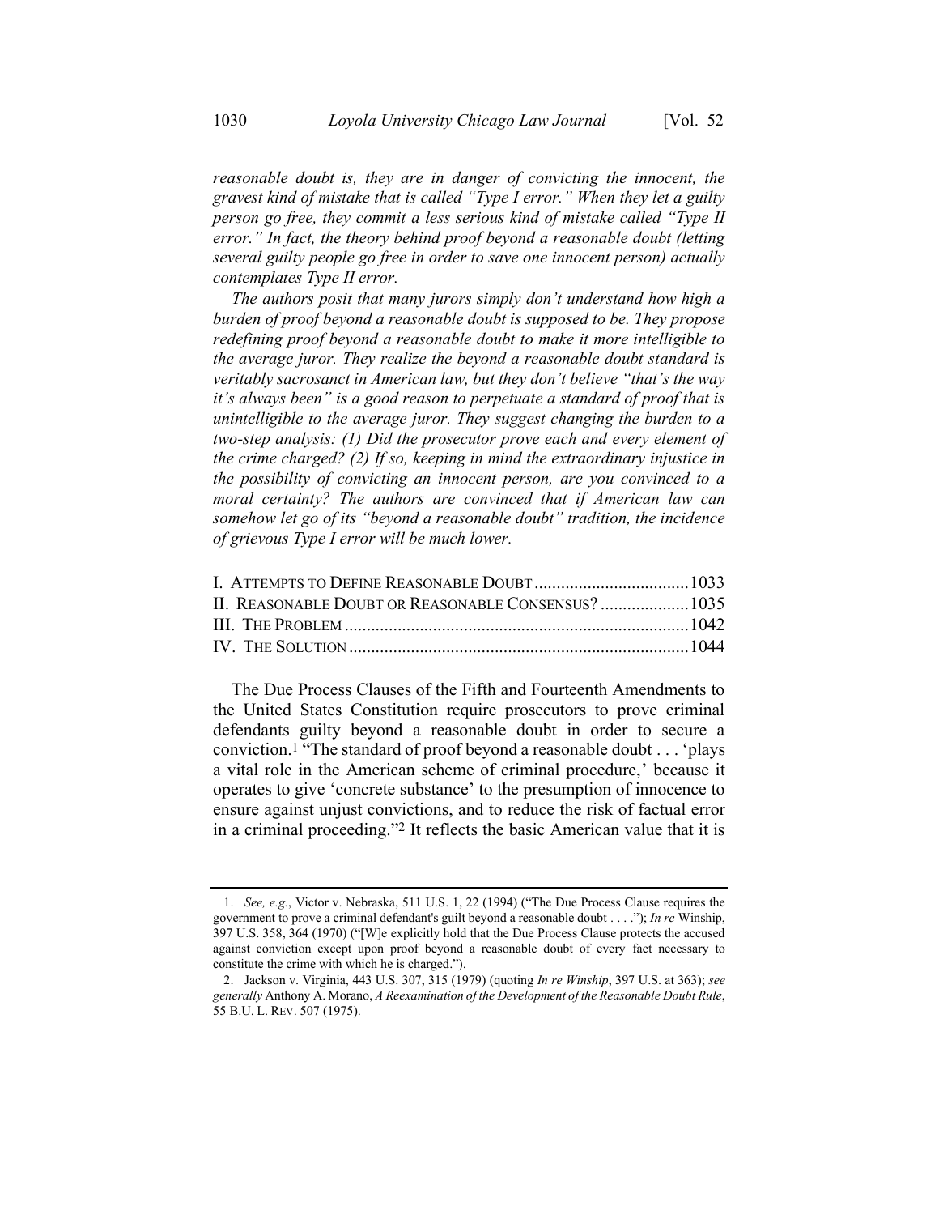*reasonable doubt is, they are in danger of convicting the innocent, the gravest kind of mistake that is called "Type I error." When they let a guilty person go free, they commit a less serious kind of mistake called "Type II error." In fact, the theory behind proof beyond a reasonable doubt (letting several guilty people go free in order to save one innocent person) actually contemplates Type II error.*

*The authors posit that many jurors simply don't understand how high a burden of proof beyond a reasonable doubt is supposed to be. They propose redefining proof beyond a reasonable doubt to make it more intelligible to the average juror. They realize the beyond a reasonable doubt standard is veritably sacrosanct in American law, but they don't believe "that's the way it's always been" is a good reason to perpetuate a standard of proof that is unintelligible to the average juror. They suggest changing the burden to a two-step analysis: (1) Did the prosecutor prove each and every element of the crime charged? (2) If so, keeping in mind the extraordinary injustice in the possibility of convicting an innocent person, are you convinced to a moral certainty? The authors are convinced that if American law can somehow let go of its "beyond a reasonable doubt" tradition, the incidence of grievous Type I error will be much lower.*

I. ATTEMPTS TO DEFINE REASONABLE DOUBT .................................. 1033
II. REASONABLE DOUBT OR REASONABLE CONSENSUS? .................... 1035
III. THE PROBLEM ........................................................................... 1042
IV. THE SOLUTION .......................................................................... 1044

The Due Process Clauses of the Fifth and Fourteenth Amendments to the United States Constitution require prosecutors to prove criminal defendants guilty beyond a reasonable doubt in order to secure a conviction.[1] "The standard of proof beyond a reasonable doubt . . . 'plays a vital role in the American scheme of criminal procedure,' because it operates to give 'concrete substance' to the presumption of innocence to ensure against unjust convictions, and to reduce the risk of factual error in a criminal proceeding."[2] It reflects the basic American value that it is

---

1. *See, e.g.*, Victor v. Nebraska, 511 U.S. 1, 22 (1994) ("The Due Process Clause requires the government to prove a criminal defendant's guilt beyond a reasonable doubt . . . ."); *In re* Winship, 397 U.S. 358, 364 (1970) ("[W]e explicitly hold that the Due Process Clause protects the accused against conviction except upon proof beyond a reasonable doubt of every fact necessary to constitute the crime with which he is charged.").

2. Jackson v. Virginia, 443 U.S. 307, 315 (1979) (quoting *In re Winship*, 397 U.S. at 363); *see generally* Anthony A. Morano, *A Reexamination of the Development of the Reasonable Doubt Rule*, 55 B.U. L. REV. 507 (1975).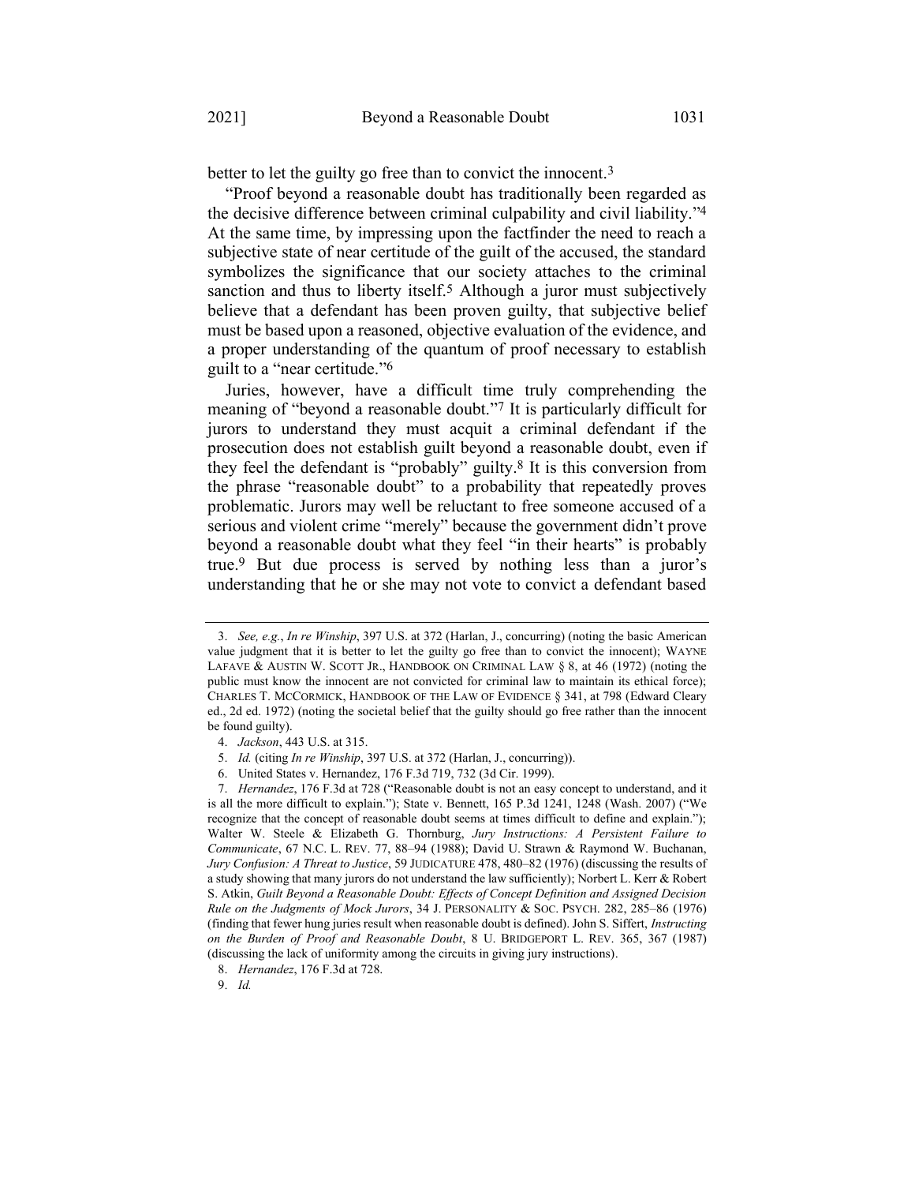better to let the guilty go free than to convict the innocent.[3]

"Proof beyond a reasonable doubt has traditionally been regarded as the decisive difference between criminal culpability and civil liability."[4] At the same time, by impressing upon the factfinder the need to reach a subjective state of near certitude of the guilt of the accused, the standard symbolizes the significance that our society attaches to the criminal sanction and thus to liberty itself.[5] Although a juror must subjectively believe that a defendant has been proven guilty, that subjective belief must be based upon a reasoned, objective evaluation of the evidence, and a proper understanding of the quantum of proof necessary to establish guilt to a "near certitude."[6]

Juries, however, have a difficult time truly comprehending the meaning of "beyond a reasonable doubt."[7] It is particularly difficult for jurors to understand they must acquit a criminal defendant if the prosecution does not establish guilt beyond a reasonable doubt, even if they feel the defendant is "probably" guilty.[8] It is this conversion from the phrase "reasonable doubt" to a probability that repeatedly proves problematic. Jurors may well be reluctant to free someone accused of a serious and violent crime "merely" because the government didn't prove beyond a reasonable doubt what they feel "in their hearts" is probably true.[9] But due process is served by nothing less than a juror's understanding that he or she may not vote to convict a defendant based

---

3. *See, e.g.*, *In re Winship*, 397 U.S. at 372 (Harlan, J., concurring) (noting the basic American value judgment that it is better to let the guilty go free than to convict the innocent); WAYNE LAFAVE & AUSTIN W. SCOTT JR., HANDBOOK ON CRIMINAL LAW § 8, at 46 (1972) (noting the public must know the innocent are not convicted for criminal law to maintain its ethical force); CHARLES T. MCCORMICK, HANDBOOK OF THE LAW OF EVIDENCE § 341, at 798 (Edward Cleary ed., 2d ed. 1972) (noting the societal belief that the guilty should go free rather than the innocent be found guilty).

4. *Jackson*, 443 U.S. at 315.

5. *Id.* (citing *In re Winship*, 397 U.S. at 372 (Harlan, J., concurring)).

6. United States v. Hernandez, 176 F.3d 719, 732 (3d Cir. 1999).

7. *Hernandez*, 176 F.3d at 728 ("Reasonable doubt is not an easy concept to understand, and it is all the more difficult to explain."); State v. Bennett, 165 P.3d 1241, 1248 (Wash. 2007) ("We recognize that the concept of reasonable doubt seems at times difficult to define and explain."); Walter W. Steele & Elizabeth G. Thornburg, *Jury Instructions: A Persistent Failure to Communicate*, 67 N.C. L. REV. 77, 88–94 (1988); David U. Strawn & Raymond W. Buchanan, *Jury Confusion: A Threat to Justice*, 59 JUDICATURE 478, 480–82 (1976) (discussing the results of a study showing that many jurors do not understand the law sufficiently); Norbert L. Kerr & Robert S. Atkin, *Guilt Beyond a Reasonable Doubt: Effects of Concept Definition and Assigned Decision Rule on the Judgments of Mock Jurors*, 34 J. PERSONALITY & SOC. PSYCH. 282, 285–86 (1976) (finding that fewer hung juries result when reasonable doubt is defined). John S. Siffert, *Instructing on the Burden of Proof and Reasonable Doubt*, 8 U. BRIDGEPORT L. REV. 365, 367 (1987) (discussing the lack of uniformity among the circuits in giving jury instructions).

8. *Hernandez*, 176 F.3d at 728.

9. *Id.*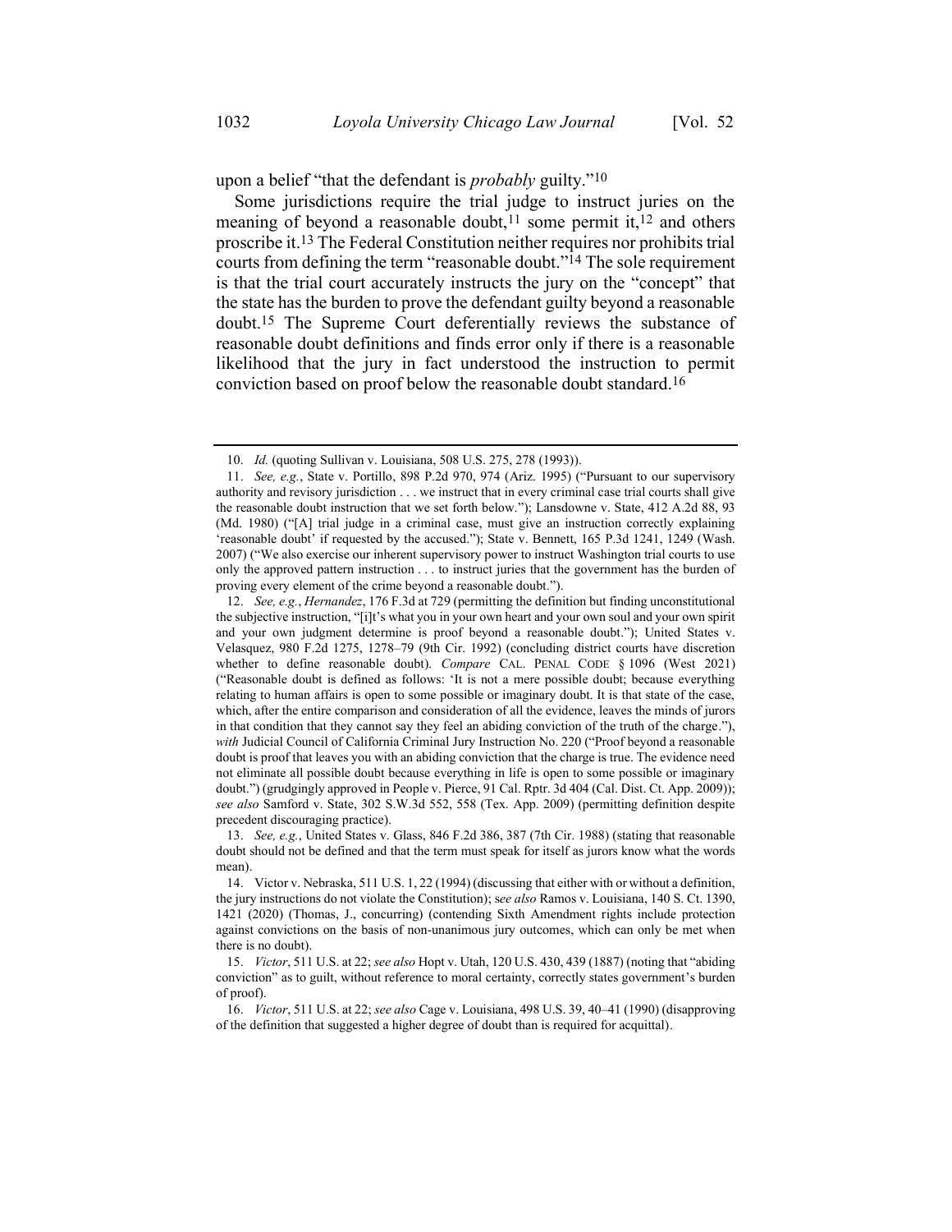upon a belief "that the defendant is *probably* guilty."[10]

Some jurisdictions require the trial judge to instruct juries on the meaning of beyond a reasonable doubt,[11] some permit it,[12] and others proscribe it.[13] The Federal Constitution neither requires nor prohibits trial courts from defining the term "reasonable doubt."[14] The sole requirement is that the trial court accurately instructs the jury on the "concept" that the state has the burden to prove the defendant guilty beyond a reasonable doubt.[15] The Supreme Court deferentially reviews the substance of reasonable doubt definitions and finds error only if there is a reasonable likelihood that the jury in fact understood the instruction to permit conviction based on proof below the reasonable doubt standard.[16]

---

10. *Id.* (quoting Sullivan v. Louisiana, 508 U.S. 275, 278 (1993)).

11. *See, e.g.*, State v. Portillo, 898 P.2d 970, 974 (Ariz. 1995) ("Pursuant to our supervisory authority and revisory jurisdiction . . . we instruct that in every criminal case trial courts shall give the reasonable doubt instruction that we set forth below."); Lansdowne v. State, 412 A.2d 88, 93 (Md. 1980) ("[A] trial judge in a criminal case, must give an instruction correctly explaining 'reasonable doubt' if requested by the accused."); State v. Bennett, 165 P.3d 1241, 1249 (Wash. 2007) ("We also exercise our inherent supervisory power to instruct Washington trial courts to use only the approved pattern instruction . . . to instruct juries that the government has the burden of proving every element of the crime beyond a reasonable doubt.").

12. *See, e.g.*, *Hernandez*, 176 F.3d at 729 (permitting the definition but finding unconstitutional the subjective instruction, "[i]t's what you in your own heart and your own soul and your own spirit and your own judgment determine is proof beyond a reasonable doubt."); United States v. Velasquez, 980 F.2d 1275, 1278–79 (9th Cir. 1992) (concluding district courts have discretion whether to define reasonable doubt). *Compare* CAL. PENAL CODE § 1096 (West 2021) ("Reasonable doubt is defined as follows: 'It is not a mere possible doubt; because everything relating to human affairs is open to some possible or imaginary doubt. It is that state of the case, which, after the entire comparison and consideration of all the evidence, leaves the minds of jurors in that condition that they cannot say they feel an abiding conviction of the truth of the charge."), *with* Judicial Council of California Criminal Jury Instruction No. 220 ("Proof beyond a reasonable doubt is proof that leaves you with an abiding conviction that the charge is true. The evidence need not eliminate all possible doubt because everything in life is open to some possible or imaginary doubt.") (grudgingly approved in People v. Pierce, 91 Cal. Rptr. 3d 404 (Cal. Dist. Ct. App. 2009)); *see also* Samford v. State, 302 S.W.3d 552, 558 (Tex. App. 2009) (permitting definition despite precedent discouraging practice).

13. *See, e.g.*, United States v. Glass, 846 F.2d 386, 387 (7th Cir. 1988) (stating that reasonable doubt should not be defined and that the term must speak for itself as jurors know what the words mean).

14. Victor v. Nebraska, 511 U.S. 1, 22 (1994) (discussing that either with or without a definition, the jury instructions do not violate the Constitution); s*ee also* Ramos v. Louisiana, 140 S. Ct. 1390, 1421 (2020) (Thomas, J., concurring) (contending Sixth Amendment rights include protection against convictions on the basis of non-unanimous jury outcomes, which can only be met when there is no doubt).

15. *Victor*, 511 U.S. at 22; *see also* Hopt v. Utah, 120 U.S. 430, 439 (1887) (noting that "abiding conviction" as to guilt, without reference to moral certainty, correctly states government's burden of proof).

16. *Victor*, 511 U.S. at 22; *see also* Cage v. Louisiana, 498 U.S. 39, 40–41 (1990) (disapproving of the definition that suggested a higher degree of doubt than is required for acquittal).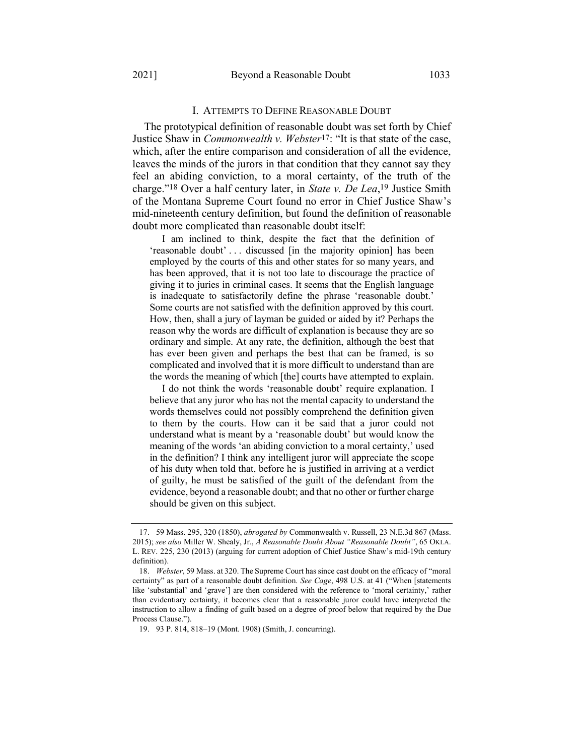## I. ATTEMPTS TO DEFINE REASONABLE DOUBT

The prototypical definition of reasonable doubt was set forth by Chief Justice Shaw in *Commonwealth v. Webster*[17]: "It is that state of the case, which, after the entire comparison and consideration of all the evidence, leaves the minds of the jurors in that condition that they cannot say they feel an abiding conviction, to a moral certainty, of the truth of the charge."[18] Over a half century later, in *State v. De Lea*,[19] Justice Smith of the Montana Supreme Court found no error in Chief Justice Shaw's mid-nineteenth century definition, but found the definition of reasonable doubt more complicated than reasonable doubt itself:

> I am inclined to think, despite the fact that the definition of 'reasonable doubt' . . . discussed [in the majority opinion] has been employed by the courts of this and other states for so many years, and has been approved, that it is not too late to discourage the practice of giving it to juries in criminal cases. It seems that the English language is inadequate to satisfactorily define the phrase 'reasonable doubt.' Some courts are not satisfied with the definition approved by this court. How, then, shall a jury of layman be guided or aided by it? Perhaps the reason why the words are difficult of explanation is because they are so ordinary and simple. At any rate, the definition, although the best that has ever been given and perhaps the best that can be framed, is so complicated and involved that it is more difficult to understand than are the words the meaning of which [the] courts have attempted to explain.
>
> I do not think the words 'reasonable doubt' require explanation. I believe that any juror who has not the mental capacity to understand the words themselves could not possibly comprehend the definition given to them by the courts. How can it be said that a juror could not understand what is meant by a 'reasonable doubt' but would know the meaning of the words 'an abiding conviction to a moral certainty,' used in the definition? I think any intelligent juror will appreciate the scope of his duty when told that, before he is justified in arriving at a verdict of guilty, he must be satisfied of the guilt of the defendant from the evidence, beyond a reasonable doubt; and that no other or further charge should be given on this subject.

---

17. 59 Mass. 295, 320 (1850), *abrogated by* Commonwealth v. Russell, 23 N.E.3d 867 (Mass. 2015); *see also* Miller W. Shealy, Jr., *A Reasonable Doubt About "Reasonable Doubt"*, 65 OKLA. L. REV. 225, 230 (2013) (arguing for current adoption of Chief Justice Shaw's mid-19th century definition).

18. *Webster*, 59 Mass. at 320. The Supreme Court has since cast doubt on the efficacy of "moral certainty" as part of a reasonable doubt definition. *See Cage*, 498 U.S. at 41 ("When [statements like 'substantial' and 'grave'] are then considered with the reference to 'moral certainty,' rather than evidentiary certainty, it becomes clear that a reasonable juror could have interpreted the instruction to allow a finding of guilt based on a degree of proof below that required by the Due Process Clause.").

19. 93 P. 814, 818–19 (Mont. 1908) (Smith, J. concurring).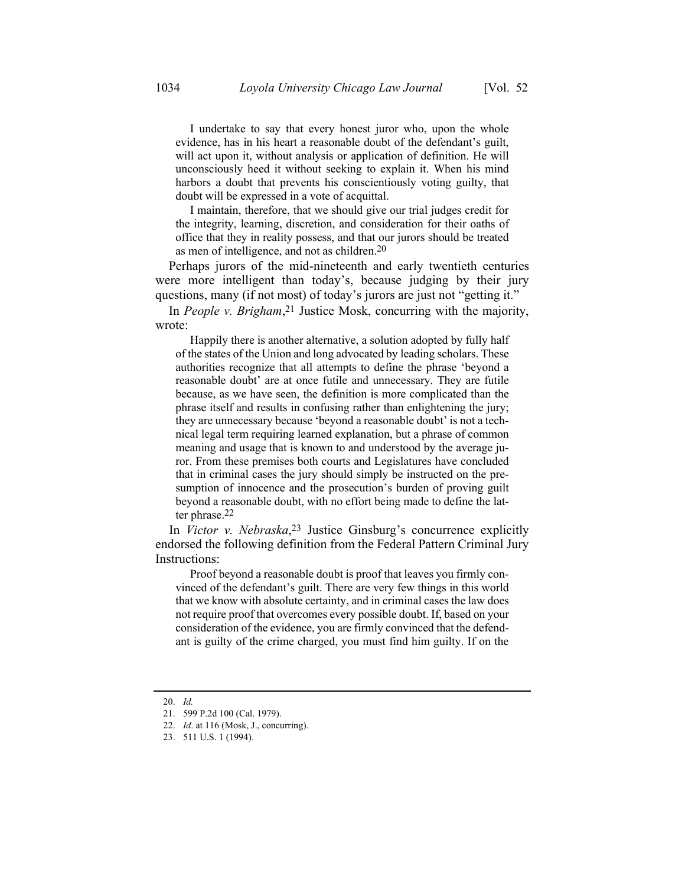> I undertake to say that every honest juror who, upon the whole evidence, has in his heart a reasonable doubt of the defendant's guilt, will act upon it, without analysis or application of definition. He will unconsciously heed it without seeking to explain it. When his mind harbors a doubt that prevents his conscientiously voting guilty, that doubt will be expressed in a vote of acquittal.
>
> I maintain, therefore, that we should give our trial judges credit for the integrity, learning, discretion, and consideration for their oaths of office that they in reality possess, and that our jurors should be treated as men of intelligence, and not as children.[20]

Perhaps jurors of the mid-nineteenth and early twentieth centuries were more intelligent than today's, because judging by their jury questions, many (if not most) of today's jurors are just not "getting it."

In *People v. Brigham*,[21] Justice Mosk, concurring with the majority, wrote:

> Happily there is another alternative, a solution adopted by fully half of the states of the Union and long advocated by leading scholars. These authorities recognize that all attempts to define the phrase 'beyond a reasonable doubt' are at once futile and unnecessary. They are futile because, as we have seen, the definition is more complicated than the phrase itself and results in confusing rather than enlightening the jury; they are unnecessary because 'beyond a reasonable doubt' is not a technical legal term requiring learned explanation, but a phrase of common meaning and usage that is known to and understood by the average juror. From these premises both courts and Legislatures have concluded that in criminal cases the jury should simply be instructed on the presumption of innocence and the prosecution's burden of proving guilt beyond a reasonable doubt, with no effort being made to define the latter phrase.[22]

In *Victor v. Nebraska*,[23] Justice Ginsburg's concurrence explicitly endorsed the following definition from the Federal Pattern Criminal Jury Instructions:

> Proof beyond a reasonable doubt is proof that leaves you firmly convinced of the defendant's guilt. There are very few things in this world that we know with absolute certainty, and in criminal cases the law does not require proof that overcomes every possible doubt. If, based on your consideration of the evidence, you are firmly convinced that the defendant is guilty of the crime charged, you must find him guilty. If on the

---

20. *Id.*
21. 599 P.2d 100 (Cal. 1979).
22. *Id*. at 116 (Mosk, J., concurring).
23. 511 U.S. 1 (1994).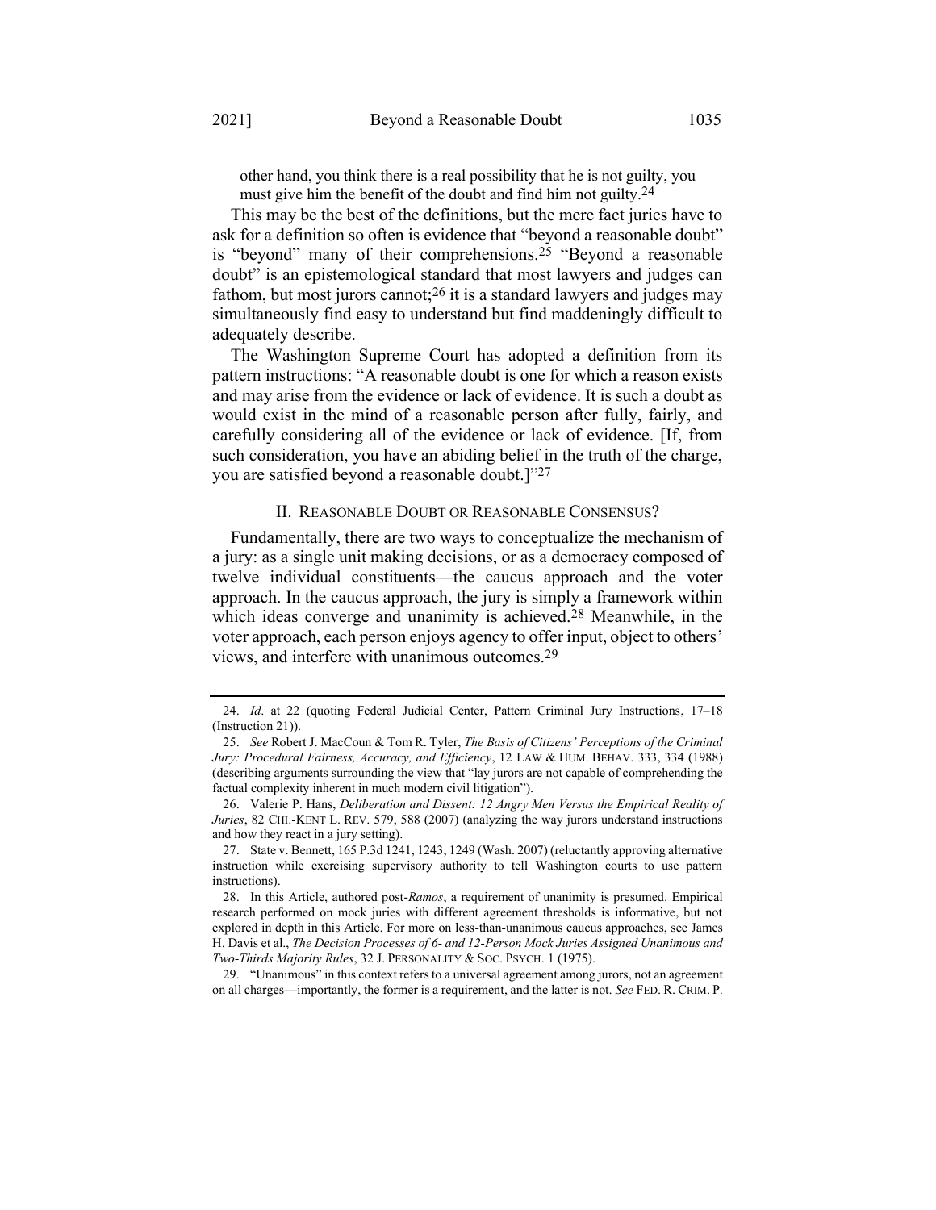> other hand, you think there is a real possibility that he is not guilty, you must give him the benefit of the doubt and find him not guilty.[24]

This may be the best of the definitions, but the mere fact juries have to ask for a definition so often is evidence that "beyond a reasonable doubt" is "beyond" many of their comprehensions.[25] "Beyond a reasonable doubt" is an epistemological standard that most lawyers and judges can fathom, but most jurors cannot;[26] it is a standard lawyers and judges may simultaneously find easy to understand but find maddeningly difficult to adequately describe.

The Washington Supreme Court has adopted a definition from its pattern instructions: "A reasonable doubt is one for which a reason exists and may arise from the evidence or lack of evidence. It is such a doubt as would exist in the mind of a reasonable person after fully, fairly, and carefully considering all of the evidence or lack of evidence. [If, from such consideration, you have an abiding belief in the truth of the charge, you are satisfied beyond a reasonable doubt.]"[27]

## II. REASONABLE DOUBT OR REASONABLE CONSENSUS?

Fundamentally, there are two ways to conceptualize the mechanism of a jury: as a single unit making decisions, or as a democracy composed of twelve individual constituents—the caucus approach and the voter approach. In the caucus approach, the jury is simply a framework within which ideas converge and unanimity is achieved.[28] Meanwhile, in the voter approach, each person enjoys agency to offer input, object to others' views, and interfere with unanimous outcomes.[29]

---

24. *Id*. at 22 (quoting Federal Judicial Center, Pattern Criminal Jury Instructions, 17–18 (Instruction 21)).

25. *See* Robert J. MacCoun & Tom R. Tyler, *The Basis of Citizens' Perceptions of the Criminal Jury: Procedural Fairness, Accuracy, and Efficiency*, 12 LAW & HUM. BEHAV. 333, 334 (1988) (describing arguments surrounding the view that "lay jurors are not capable of comprehending the factual complexity inherent in much modern civil litigation").

26. Valerie P. Hans, *Deliberation and Dissent: 12 Angry Men Versus the Empirical Reality of Juries*, 82 CHI.-KENT L. REV. 579, 588 (2007) (analyzing the way jurors understand instructions and how they react in a jury setting).

27. State v. Bennett, 165 P.3d 1241, 1243, 1249 (Wash. 2007) (reluctantly approving alternative instruction while exercising supervisory authority to tell Washington courts to use pattern instructions).

28. In this Article, authored post-*Ramos*, a requirement of unanimity is presumed. Empirical research performed on mock juries with different agreement thresholds is informative, but not explored in depth in this Article. For more on less-than-unanimous caucus approaches, see James H. Davis et al., *The Decision Processes of 6- and 12-Person Mock Juries Assigned Unanimous and Two-Thirds Majority Rules*, 32 J. PERSONALITY & SOC. PSYCH. 1 (1975).

29. "Unanimous" in this context refers to a universal agreement among jurors, not an agreement on all charges—importantly, the former is a requirement, and the latter is not. *See* FED. R. CRIM. P.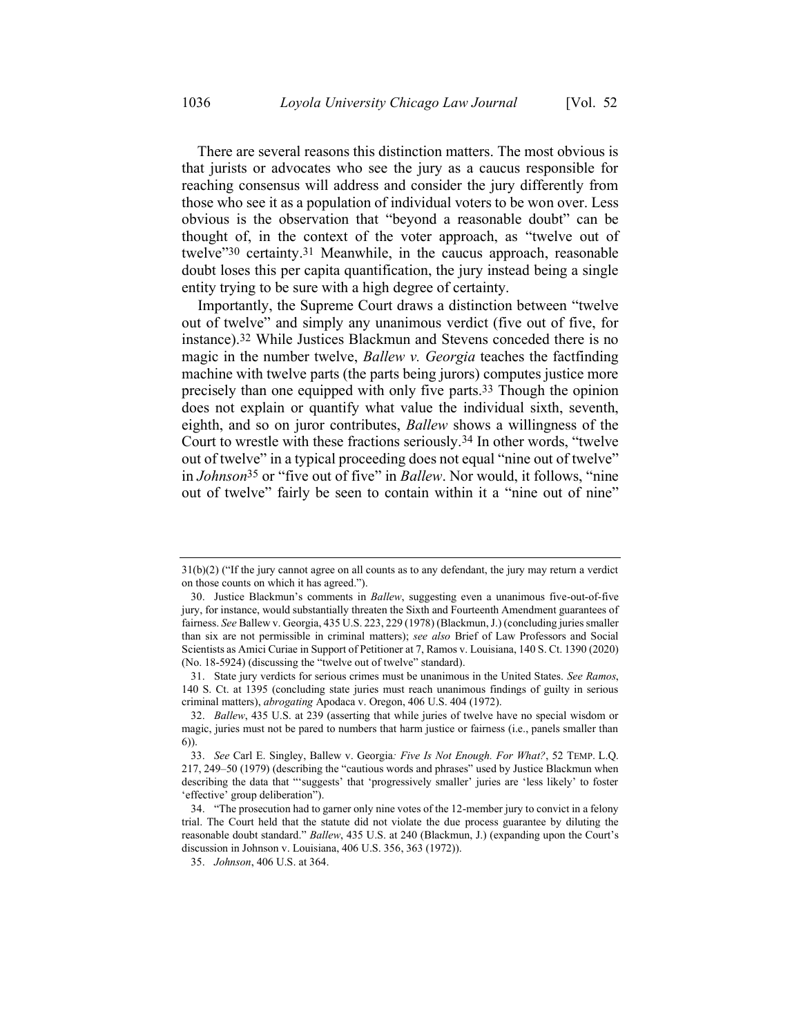There are several reasons this distinction matters. The most obvious is that jurists or advocates who see the jury as a caucus responsible for reaching consensus will address and consider the jury differently from those who see it as a population of individual voters to be won over. Less obvious is the observation that "beyond a reasonable doubt" can be thought of, in the context of the voter approach, as "twelve out of twelve"[30] certainty.[31] Meanwhile, in the caucus approach, reasonable doubt loses this per capita quantification, the jury instead being a single entity trying to be sure with a high degree of certainty.

Importantly, the Supreme Court draws a distinction between "twelve out of twelve" and simply any unanimous verdict (five out of five, for instance).[32] While Justices Blackmun and Stevens conceded there is no magic in the number twelve, *Ballew v. Georgia* teaches the factfinding machine with twelve parts (the parts being jurors) computes justice more precisely than one equipped with only five parts.[33] Though the opinion does not explain or quantify what value the individual sixth, seventh, eighth, and so on juror contributes, *Ballew* shows a willingness of the Court to wrestle with these fractions seriously.[34] In other words, "twelve out of twelve" in a typical proceeding does not equal "nine out of twelve" in *Johnson*[35] or "five out of five" in *Ballew*. Nor would, it follows, "nine out of twelve" fairly be seen to contain within it a "nine out of nine"

---

31(b)(2) ("If the jury cannot agree on all counts as to any defendant, the jury may return a verdict on those counts on which it has agreed.").

30. Justice Blackmun's comments in *Ballew*, suggesting even a unanimous five-out-of-five jury, for instance, would substantially threaten the Sixth and Fourteenth Amendment guarantees of fairness. *See* Ballew v. Georgia, 435 U.S. 223, 229 (1978) (Blackmun, J.) (concluding juries smaller than six are not permissible in criminal matters); *see also* Brief of Law Professors and Social Scientists as Amici Curiae in Support of Petitioner at 7, Ramos v. Louisiana, 140 S. Ct. 1390 (2020) (No. 18-5924) (discussing the "twelve out of twelve" standard).

31. State jury verdicts for serious crimes must be unanimous in the United States. *See Ramos*, 140 S. Ct. at 1395 (concluding state juries must reach unanimous findings of guilty in serious criminal matters), *abrogating* Apodaca v. Oregon, 406 U.S. 404 (1972).

32. *Ballew*, 435 U.S. at 239 (asserting that while juries of twelve have no special wisdom or magic, juries must not be pared to numbers that harm justice or fairness (i.e., panels smaller than 6)).

33. *See* Carl E. Singley, Ballew v. Georgia*: Five Is Not Enough. For What?*, 52 TEMP. L.Q. 217, 249–50 (1979) (describing the "cautious words and phrases" used by Justice Blackmun when describing the data that "'suggests' that 'progressively smaller' juries are 'less likely' to foster 'effective' group deliberation").

34. "The prosecution had to garner only nine votes of the 12-member jury to convict in a felony trial. The Court held that the statute did not violate the due process guarantee by diluting the reasonable doubt standard." *Ballew*, 435 U.S. at 240 (Blackmun, J.) (expanding upon the Court's discussion in Johnson v. Louisiana, 406 U.S. 356, 363 (1972)).

35. *Johnson*, 406 U.S. at 364.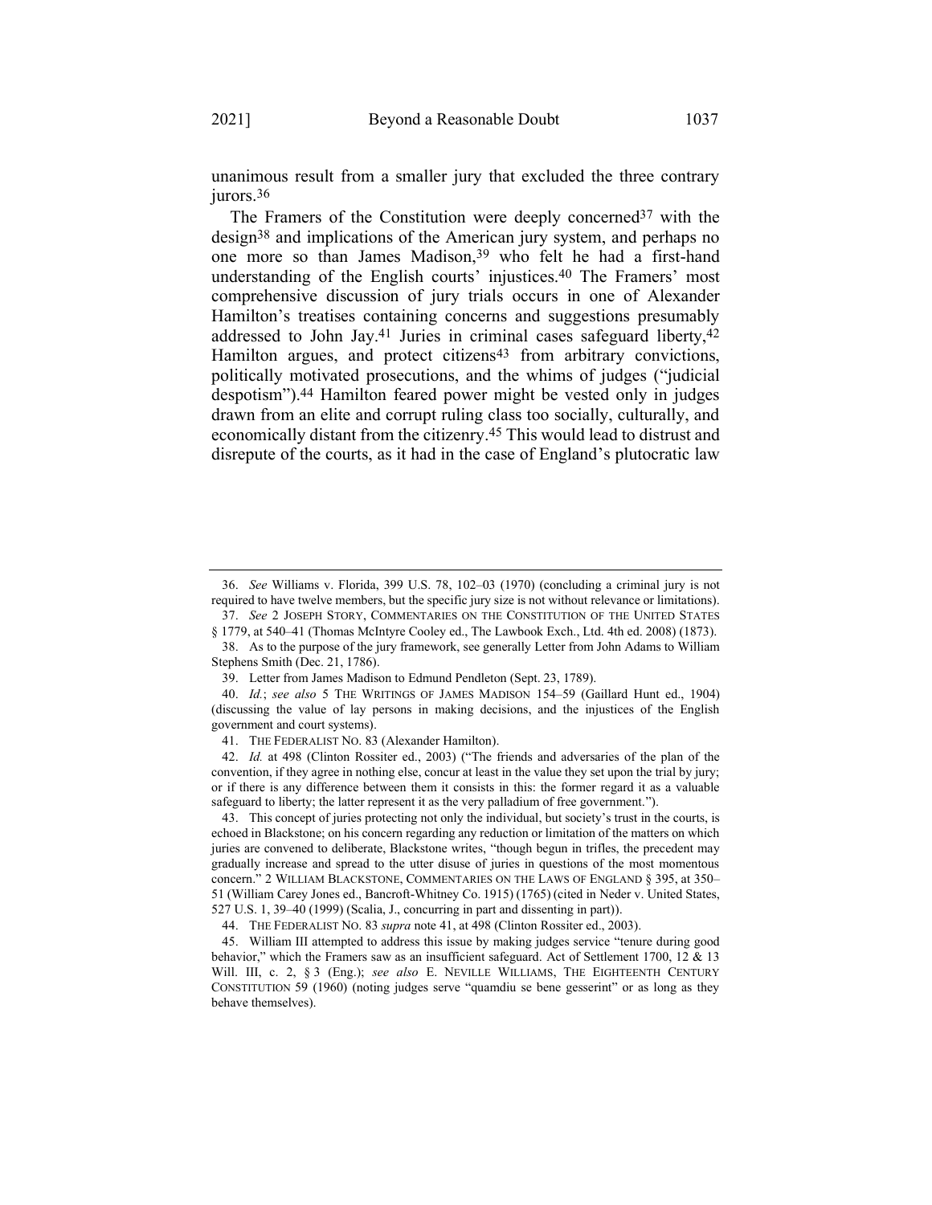unanimous result from a smaller jury that excluded the three contrary jurors.[36]

The Framers of the Constitution were deeply concerned[37] with the design[38] and implications of the American jury system, and perhaps no one more so than James Madison,[39] who felt he had a first-hand understanding of the English courts' injustices.[40] The Framers' most comprehensive discussion of jury trials occurs in one of Alexander Hamilton's treatises containing concerns and suggestions presumably addressed to John Jay.[41] Juries in criminal cases safeguard liberty,[42] Hamilton argues, and protect citizens[43] from arbitrary convictions, politically motivated prosecutions, and the whims of judges ("judicial despotism").[44] Hamilton feared power might be vested only in judges drawn from an elite and corrupt ruling class too socially, culturally, and economically distant from the citizenry.[45] This would lead to distrust and disrepute of the courts, as it had in the case of England's plutocratic law

---

36. *See* Williams v. Florida, 399 U.S. 78, 102–03 (1970) (concluding a criminal jury is not required to have twelve members, but the specific jury size is not without relevance or limitations).

37. *See* 2 JOSEPH STORY, COMMENTARIES ON THE CONSTITUTION OF THE UNITED STATES § 1779, at 540–41 (Thomas McIntyre Cooley ed., The Lawbook Exch., Ltd. 4th ed. 2008) (1873).

38. As to the purpose of the jury framework, see generally Letter from John Adams to William Stephens Smith (Dec. 21, 1786).

39. Letter from James Madison to Edmund Pendleton (Sept. 23, 1789).

40. *Id.*; *see also* 5 THE WRITINGS OF JAMES MADISON 154–59 (Gaillard Hunt ed., 1904) (discussing the value of lay persons in making decisions, and the injustices of the English government and court systems).

41. THE FEDERALIST NO. 83 (Alexander Hamilton).

42. *Id.* at 498 (Clinton Rossiter ed., 2003) ("The friends and adversaries of the plan of the convention, if they agree in nothing else, concur at least in the value they set upon the trial by jury; or if there is any difference between them it consists in this: the former regard it as a valuable safeguard to liberty; the latter represent it as the very palladium of free government.").

43. This concept of juries protecting not only the individual, but society's trust in the courts, is echoed in Blackstone; on his concern regarding any reduction or limitation of the matters on which juries are convened to deliberate, Blackstone writes, "though begun in trifles, the precedent may gradually increase and spread to the utter disuse of juries in questions of the most momentous concern." 2 WILLIAM BLACKSTONE, COMMENTARIES ON THE LAWS OF ENGLAND § 395, at 350–51 (William Carey Jones ed., Bancroft-Whitney Co. 1915) (1765) (cited in Neder v. United States, 527 U.S. 1, 39–40 (1999) (Scalia, J., concurring in part and dissenting in part)).

44. THE FEDERALIST NO. 83 *supra* note 41, at 498 (Clinton Rossiter ed., 2003).

45. William III attempted to address this issue by making judges service "tenure during good behavior," which the Framers saw as an insufficient safeguard. Act of Settlement 1700, 12 & 13 Will. III, c. 2, § 3 (Eng.); *see also* E. NEVILLE WILLIAMS, THE EIGHTEENTH CENTURY CONSTITUTION 59 (1960) (noting judges serve "quamdiu se bene gesserint" or as long as they behave themselves).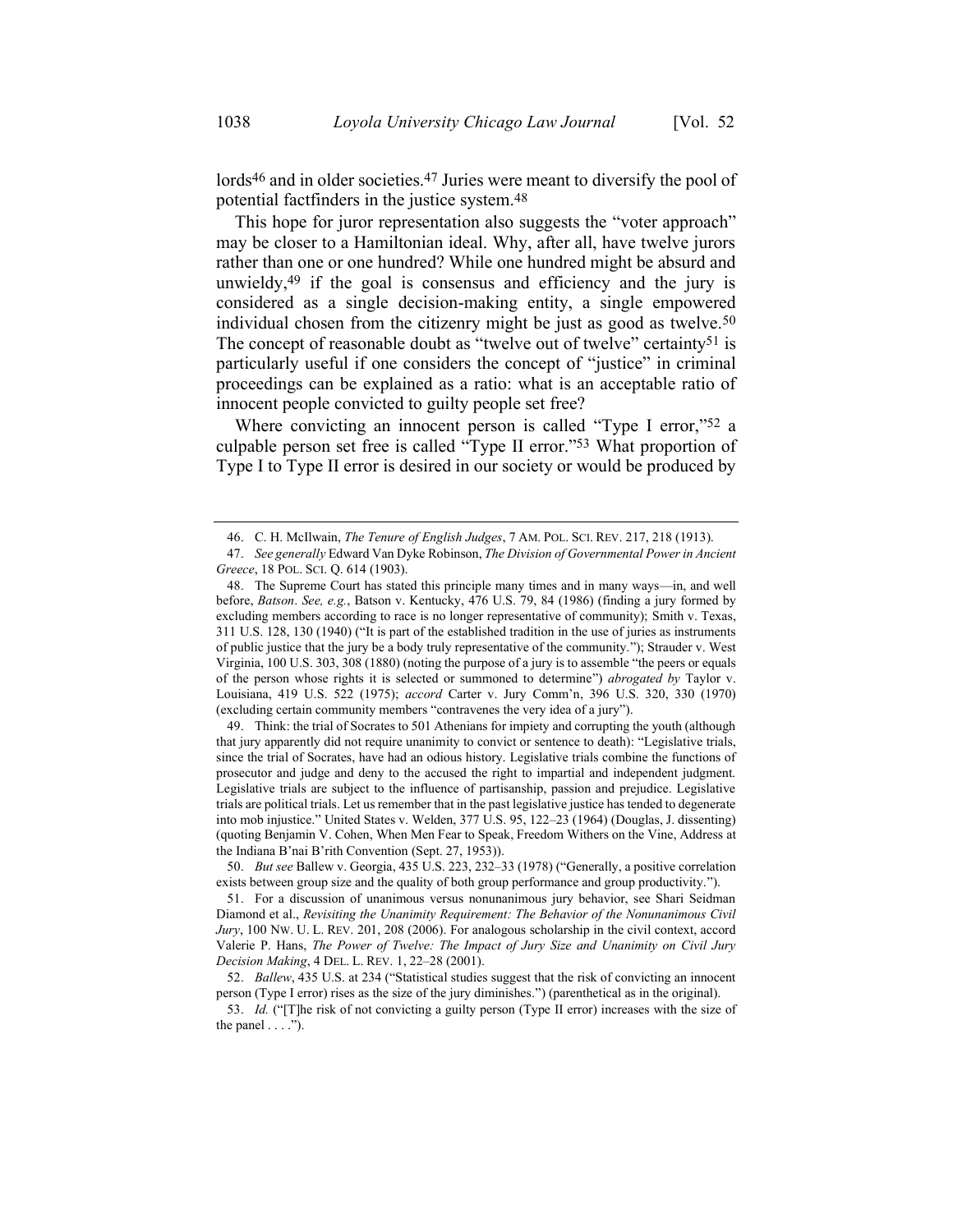lords[46] and in older societies.[47] Juries were meant to diversify the pool of potential factfinders in the justice system.[48]

This hope for juror representation also suggests the "voter approach" may be closer to a Hamiltonian ideal. Why, after all, have twelve jurors rather than one or one hundred? While one hundred might be absurd and unwieldy,[49] if the goal is consensus and efficiency and the jury is considered as a single decision-making entity, a single empowered individual chosen from the citizenry might be just as good as twelve.[50] The concept of reasonable doubt as "twelve out of twelve" certainty[51] is particularly useful if one considers the concept of "justice" in criminal proceedings can be explained as a ratio: what is an acceptable ratio of innocent people convicted to guilty people set free?

Where convicting an innocent person is called "Type I error,"[52] a culpable person set free is called "Type II error."[53] What proportion of Type I to Type II error is desired in our society or would be produced by

---

46. C. H. McIlwain, *The Tenure of English Judges*, 7 AM. POL. SCI. REV. 217, 218 (1913).

47. *See generally* Edward Van Dyke Robinson, *The Division of Governmental Power in Ancient Greece*, 18 POL. SCI. Q. 614 (1903).

48. The Supreme Court has stated this principle many times and in many ways—in, and well before, *Batson*. *See, e.g.*, Batson v. Kentucky, 476 U.S. 79, 84 (1986) (finding a jury formed by excluding members according to race is no longer representative of community); Smith v. Texas, 311 U.S. 128, 130 (1940) ("It is part of the established tradition in the use of juries as instruments of public justice that the jury be a body truly representative of the community."); Strauder v. West Virginia, 100 U.S. 303, 308 (1880) (noting the purpose of a jury is to assemble "the peers or equals of the person whose rights it is selected or summoned to determine") *abrogated by* Taylor v. Louisiana, 419 U.S. 522 (1975); *accord* Carter v. Jury Comm'n, 396 U.S. 320, 330 (1970) (excluding certain community members "contravenes the very idea of a jury").

49. Think: the trial of Socrates to 501 Athenians for impiety and corrupting the youth (although that jury apparently did not require unanimity to convict or sentence to death): "Legislative trials, since the trial of Socrates, have had an odious history. Legislative trials combine the functions of prosecutor and judge and deny to the accused the right to impartial and independent judgment. Legislative trials are subject to the influence of partisanship, passion and prejudice. Legislative trials are political trials. Let us remember that in the past legislative justice has tended to degenerate into mob injustice." United States v. Welden, 377 U.S. 95, 122–23 (1964) (Douglas, J. dissenting) (quoting Benjamin V. Cohen, When Men Fear to Speak, Freedom Withers on the Vine, Address at the Indiana B'nai B'rith Convention (Sept. 27, 1953)).

50. *But see* Ballew v. Georgia, 435 U.S. 223, 232–33 (1978) ("Generally, a positive correlation exists between group size and the quality of both group performance and group productivity.").

51. For a discussion of unanimous versus nonunanimous jury behavior, see Shari Seidman Diamond et al., *Revisiting the Unanimity Requirement: The Behavior of the Nonunanimous Civil Jury*, 100 NW. U. L. REV. 201, 208 (2006). For analogous scholarship in the civil context, accord Valerie P. Hans, *The Power of Twelve: The Impact of Jury Size and Unanimity on Civil Jury Decision Making*, 4 DEL. L. REV. 1, 22–28 (2001).

52. *Ballew*, 435 U.S. at 234 ("Statistical studies suggest that the risk of convicting an innocent person (Type I error) rises as the size of the jury diminishes.") (parenthetical as in the original).

53. *Id.* ("[T]he risk of not convicting a guilty person (Type II error) increases with the size of the panel . . . .").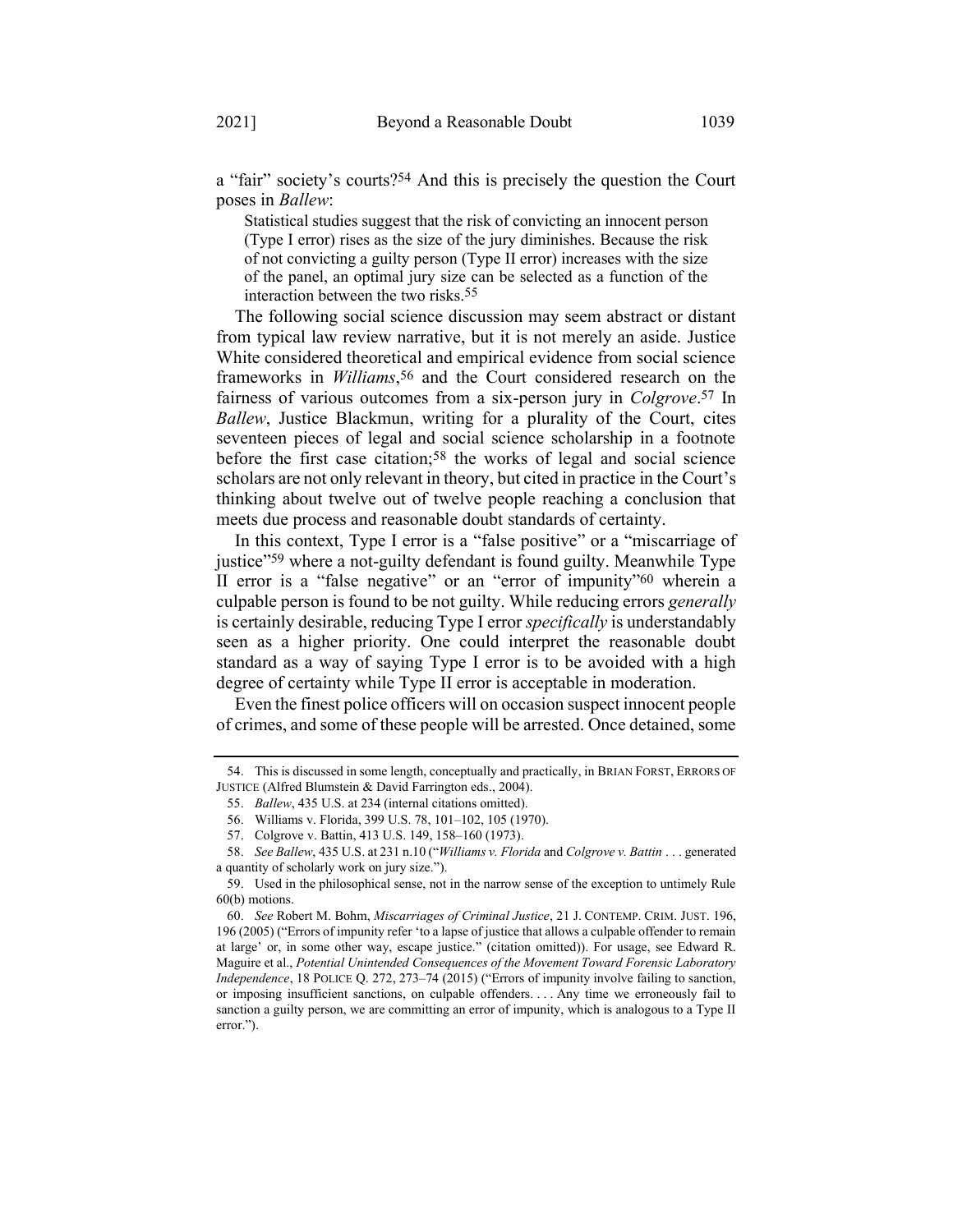a "fair" society's courts?[54] And this is precisely the question the Court poses in *Ballew*:

> Statistical studies suggest that the risk of convicting an innocent person (Type I error) rises as the size of the jury diminishes. Because the risk of not convicting a guilty person (Type II error) increases with the size of the panel, an optimal jury size can be selected as a function of the interaction between the two risks.[55]

The following social science discussion may seem abstract or distant from typical law review narrative, but it is not merely an aside. Justice White considered theoretical and empirical evidence from social science frameworks in *Williams*,[56] and the Court considered research on the fairness of various outcomes from a six-person jury in *Colgrove*.[57] In *Ballew*, Justice Blackmun, writing for a plurality of the Court, cites seventeen pieces of legal and social science scholarship in a footnote before the first case citation;[58] the works of legal and social science scholars are not only relevant in theory, but cited in practice in the Court's thinking about twelve out of twelve people reaching a conclusion that meets due process and reasonable doubt standards of certainty.

In this context, Type I error is a "false positive" or a "miscarriage of justice"[59] where a not-guilty defendant is found guilty. Meanwhile Type II error is a "false negative" or an "error of impunity"[60] wherein a culpable person is found to be not guilty. While reducing errors *generally* is certainly desirable, reducing Type I error *specifically* is understandably seen as a higher priority. One could interpret the reasonable doubt standard as a way of saying Type I error is to be avoided with a high degree of certainty while Type II error is acceptable in moderation.

Even the finest police officers will on occasion suspect innocent people of crimes, and some of these people will be arrested. Once detained, some

---

54. This is discussed in some length, conceptually and practically, in BRIAN FORST, ERRORS OF JUSTICE (Alfred Blumstein & David Farrington eds., 2004).

55. *Ballew*, 435 U.S. at 234 (internal citations omitted).

56. Williams v. Florida, 399 U.S. 78, 101–102, 105 (1970).

57. Colgrove v. Battin, 413 U.S. 149, 158–160 (1973).

58. *See Ballew*, 435 U.S. at 231 n.10 ("*Williams v. Florida* and *Colgrove v. Battin* . . . generated a quantity of scholarly work on jury size.").

59. Used in the philosophical sense, not in the narrow sense of the exception to untimely Rule 60(b) motions.

60. *See* Robert M. Bohm, *Miscarriages of Criminal Justice*, 21 J. CONTEMP. CRIM. JUST. 196, 196 (2005) ("Errors of impunity refer 'to a lapse of justice that allows a culpable offender to remain at large' or, in some other way, escape justice." (citation omitted)). For usage, see Edward R. Maguire et al., *Potential Unintended Consequences of the Movement Toward Forensic Laboratory Independence*, 18 POLICE Q. 272, 273–74 (2015) ("Errors of impunity involve failing to sanction, or imposing insufficient sanctions, on culpable offenders. . . . Any time we erroneously fail to sanction a guilty person, we are committing an error of impunity, which is analogous to a Type II error.").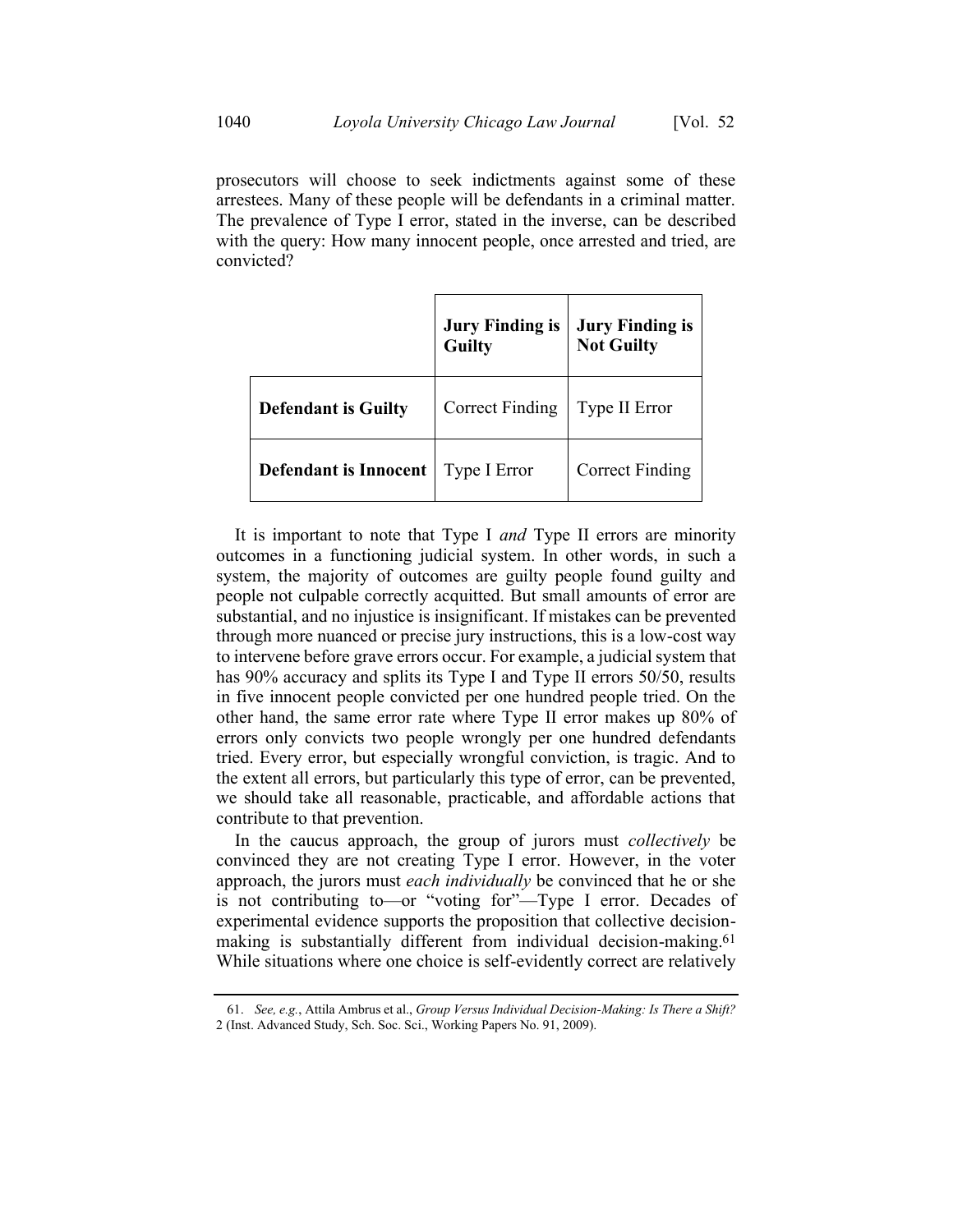prosecutors will choose to seek indictments against some of these arrestees. Many of these people will be defendants in a criminal matter. The prevalence of Type I error, stated in the inverse, can be described with the query: How many innocent people, once arrested and tried, are convicted?

| | **Jury Finding is Guilty** | **Jury Finding is Not Guilty** |
|---|---|---|
| **Defendant is Guilty** | Correct Finding | Type II Error |
| **Defendant is Innocent** | Type I Error | Correct Finding |

It is important to note that Type I *and* Type II errors are minority outcomes in a functioning judicial system. In other words, in such a system, the majority of outcomes are guilty people found guilty and people not culpable correctly acquitted. But small amounts of error are substantial, and no injustice is insignificant. If mistakes can be prevented through more nuanced or precise jury instructions, this is a low-cost way to intervene before grave errors occur. For example, a judicial system that has 90% accuracy and splits its Type I and Type II errors 50/50, results in five innocent people convicted per one hundred people tried. On the other hand, the same error rate where Type II error makes up 80% of errors only convicts two people wrongly per one hundred defendants tried. Every error, but especially wrongful conviction, is tragic. And to the extent all errors, but particularly this type of error, can be prevented, we should take all reasonable, practicable, and affordable actions that contribute to that prevention.

In the caucus approach, the group of jurors must *collectively* be convinced they are not creating Type I error. However, in the voter approach, the jurors must *each individually* be convinced that he or she is not contributing to—or "voting for"—Type I error. Decades of experimental evidence supports the proposition that collective decision-making is substantially different from individual decision-making.[61] While situations where one choice is self-evidently correct are relatively

61. *See, e.g.*, Attila Ambrus et al., *Group Versus Individual Decision-Making: Is There a Shift?* 2 (Inst. Advanced Study, Sch. Soc. Sci., Working Papers No. 91, 2009).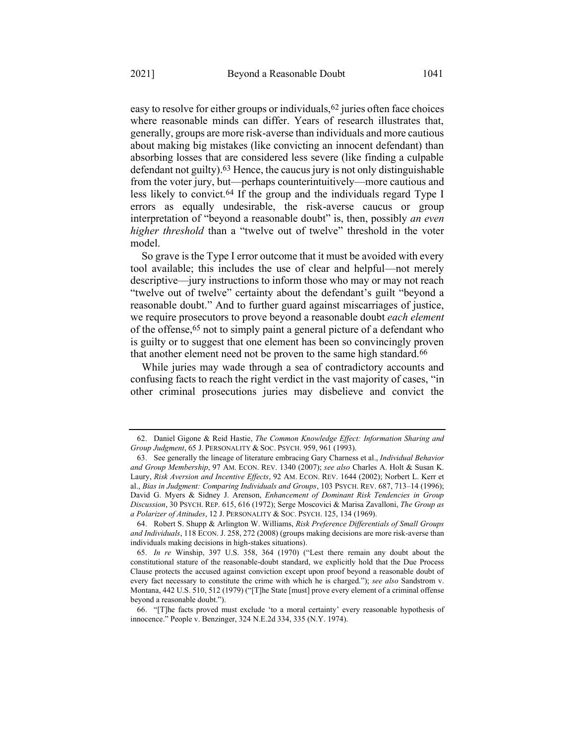easy to resolve for either groups or individuals,[62] juries often face choices where reasonable minds can differ. Years of research illustrates that, generally, groups are more risk-averse than individuals and more cautious about making big mistakes (like convicting an innocent defendant) than absorbing losses that are considered less severe (like finding a culpable defendant not guilty).[63] Hence, the caucus jury is not only distinguishable from the voter jury, but—perhaps counterintuitively—more cautious and less likely to convict.[64] If the group and the individuals regard Type I errors as equally undesirable, the risk-averse caucus or group interpretation of "beyond a reasonable doubt" is, then, possibly *an even higher threshold* than a "twelve out of twelve" threshold in the voter model.

So grave is the Type I error outcome that it must be avoided with every tool available; this includes the use of clear and helpful—not merely descriptive—jury instructions to inform those who may or may not reach "twelve out of twelve" certainty about the defendant's guilt "beyond a reasonable doubt." And to further guard against miscarriages of justice, we require prosecutors to prove beyond a reasonable doubt *each element* of the offense,[65] not to simply paint a general picture of a defendant who is guilty or to suggest that one element has been so convincingly proven that another element need not be proven to the same high standard.[66]

While juries may wade through a sea of contradictory accounts and confusing facts to reach the right verdict in the vast majority of cases, "in other criminal prosecutions juries may disbelieve and convict the

---

62. Daniel Gigone & Reid Hastie, *The Common Knowledge Effect: Information Sharing and Group Judgment*, 65 J. PERSONALITY & SOC. PSYCH. 959, 961 (1993).

63. See generally the lineage of literature embracing Gary Charness et al., *Individual Behavior and Group Membership*, 97 AM. ECON. REV. 1340 (2007); *see also* Charles A. Holt & Susan K. Laury, *Risk Aversion and Incentive Effects*, 92 AM. ECON. REV. 1644 (2002); Norbert L. Kerr et al., *Bias in Judgment: Comparing Individuals and Groups*, 103 PSYCH. REV. 687, 713–14 (1996); David G. Myers & Sidney J. Arenson, *Enhancement of Dominant Risk Tendencies in Group Discussion*, 30 PSYCH. REP. 615, 616 (1972); Serge Moscovici & Marisa Zavalloni, *The Group as a Polarizer of Attitudes*, 12 J. PERSONALITY & SOC. PSYCH. 125, 134 (1969).

64. Robert S. Shupp & Arlington W. Williams, *Risk Preference Differentials of Small Groups and Individuals*, 118 ECON. J. 258, 272 (2008) (groups making decisions are more risk-averse than individuals making decisions in high-stakes situations).

65. *In re* Winship, 397 U.S. 358, 364 (1970) ("Lest there remain any doubt about the constitutional stature of the reasonable-doubt standard, we explicitly hold that the Due Process Clause protects the accused against conviction except upon proof beyond a reasonable doubt of every fact necessary to constitute the crime with which he is charged."); *see also* Sandstrom v. Montana, 442 U.S. 510, 512 (1979) ("[T]he State [must] prove every element of a criminal offense beyond a reasonable doubt.").

66. "[T]he facts proved must exclude 'to a moral certainty' every reasonable hypothesis of innocence." People v. Benzinger, 324 N.E.2d 334, 335 (N.Y. 1974).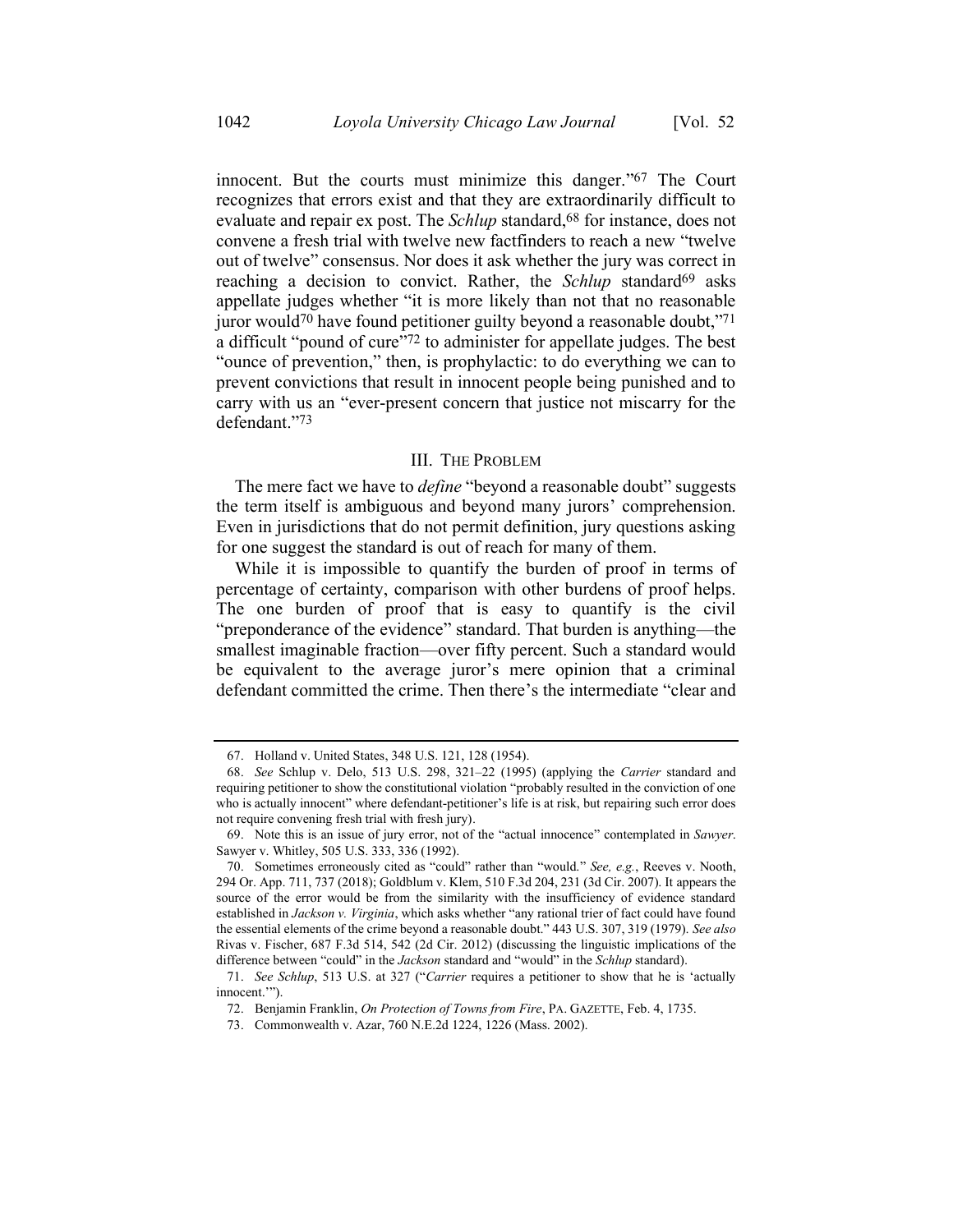innocent. But the courts must minimize this danger."[67] The Court recognizes that errors exist and that they are extraordinarily difficult to evaluate and repair ex post. The *Schlup* standard,[68] for instance, does not convene a fresh trial with twelve new factfinders to reach a new "twelve out of twelve" consensus. Nor does it ask whether the jury was correct in reaching a decision to convict. Rather, the *Schlup* standard[69] asks appellate judges whether "it is more likely than not that no reasonable juror would[70] have found petitioner guilty beyond a reasonable doubt,"[71] a difficult "pound of cure"[72] to administer for appellate judges. The best "ounce of prevention," then, is prophylactic: to do everything we can to prevent convictions that result in innocent people being punished and to carry with us an "ever-present concern that justice not miscarry for the defendant."[73]

## III. The Problem

The mere fact we have to *define* "beyond a reasonable doubt" suggests the term itself is ambiguous and beyond many jurors' comprehension. Even in jurisdictions that do not permit definition, jury questions asking for one suggest the standard is out of reach for many of them.

While it is impossible to quantify the burden of proof in terms of percentage of certainty, comparison with other burdens of proof helps. The one burden of proof that is easy to quantify is the civil "preponderance of the evidence" standard. That burden is anything—the smallest imaginable fraction—over fifty percent. Such a standard would be equivalent to the average juror's mere opinion that a criminal defendant committed the crime. Then there's the intermediate "clear and

---

67. Holland v. United States, 348 U.S. 121, 128 (1954).

68. *See* Schlup v. Delo, 513 U.S. 298, 321–22 (1995) (applying the *Carrier* standard and requiring petitioner to show the constitutional violation "probably resulted in the conviction of one who is actually innocent" where defendant-petitioner's life is at risk, but repairing such error does not require convening fresh trial with fresh jury).

69. Note this is an issue of jury error, not of the "actual innocence" contemplated in *Sawyer*. Sawyer v. Whitley, 505 U.S. 333, 336 (1992).

70. Sometimes erroneously cited as "could" rather than "would." *See, e.g.*, Reeves v. Nooth, 294 Or. App. 711, 737 (2018); Goldblum v. Klem, 510 F.3d 204, 231 (3d Cir. 2007). It appears the source of the error would be from the similarity with the insufficiency of evidence standard established in *Jackson v. Virginia*, which asks whether "any rational trier of fact could have found the essential elements of the crime beyond a reasonable doubt." 443 U.S. 307, 319 (1979). *See also* Rivas v. Fischer, 687 F.3d 514, 542 (2d Cir. 2012) (discussing the linguistic implications of the difference between "could" in the *Jackson* standard and "would" in the *Schlup* standard).

71. *See Schlup*, 513 U.S. at 327 ("*Carrier* requires a petitioner to show that he is 'actually innocent.'").

72. Benjamin Franklin, *On Protection of Towns from Fire*, PA. GAZETTE, Feb. 4, 1735.

73. Commonwealth v. Azar, 760 N.E.2d 1224, 1226 (Mass. 2002).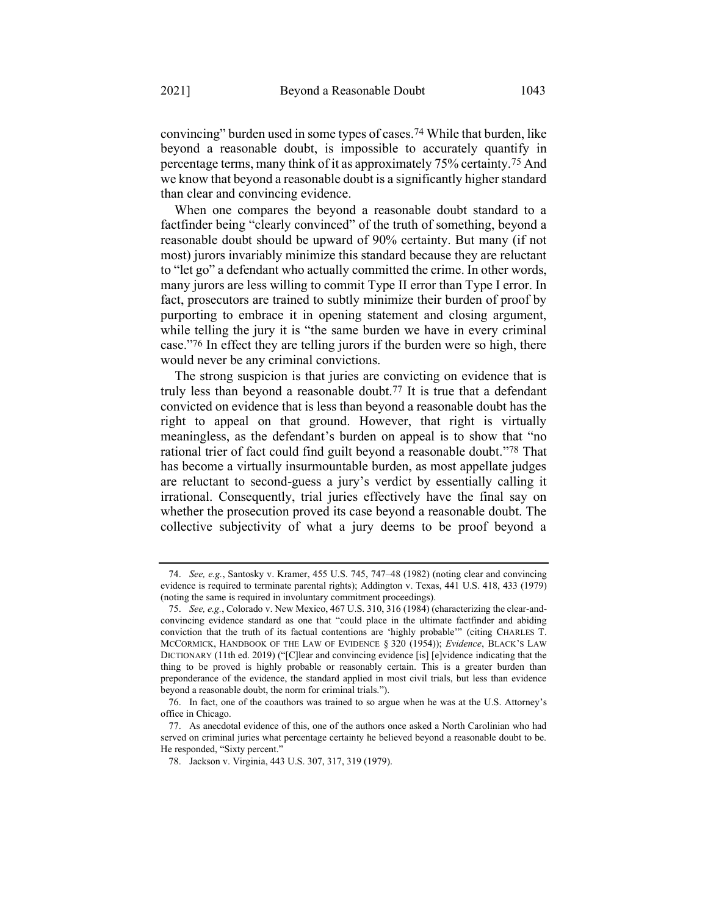convincing" burden used in some types of cases.[74] While that burden, like beyond a reasonable doubt, is impossible to accurately quantify in percentage terms, many think of it as approximately 75% certainty.[75] And we know that beyond a reasonable doubt is a significantly higher standard than clear and convincing evidence.

When one compares the beyond a reasonable doubt standard to a factfinder being "clearly convinced" of the truth of something, beyond a reasonable doubt should be upward of 90% certainty. But many (if not most) jurors invariably minimize this standard because they are reluctant to "let go" a defendant who actually committed the crime. In other words, many jurors are less willing to commit Type II error than Type I error. In fact, prosecutors are trained to subtly minimize their burden of proof by purporting to embrace it in opening statement and closing argument, while telling the jury it is "the same burden we have in every criminal case."[76] In effect they are telling jurors if the burden were so high, there would never be any criminal convictions.

The strong suspicion is that juries are convicting on evidence that is truly less than beyond a reasonable doubt.[77] It is true that a defendant convicted on evidence that is less than beyond a reasonable doubt has the right to appeal on that ground. However, that right is virtually meaningless, as the defendant's burden on appeal is to show that "no rational trier of fact could find guilt beyond a reasonable doubt."[78] That has become a virtually insurmountable burden, as most appellate judges are reluctant to second-guess a jury's verdict by essentially calling it irrational. Consequently, trial juries effectively have the final say on whether the prosecution proved its case beyond a reasonable doubt. The collective subjectivity of what a jury deems to be proof beyond a

---

74. *See, e.g.*, Santosky v. Kramer, 455 U.S. 745, 747–48 (1982) (noting clear and convincing evidence is required to terminate parental rights); Addington v. Texas, 441 U.S. 418, 433 (1979) (noting the same is required in involuntary commitment proceedings).

75. *See, e.g.*, Colorado v. New Mexico, 467 U.S. 310, 316 (1984) (characterizing the clear-and-convincing evidence standard as one that "could place in the ultimate factfinder and abiding conviction that the truth of its factual contentions are 'highly probable'" (citing CHARLES T. MCCORMICK, HANDBOOK OF THE LAW OF EVIDENCE § 320 (1954)); *Evidence*, BLACK'S LAW DICTIONARY (11th ed. 2019) ("[C]lear and convincing evidence [is] [e]vidence indicating that the thing to be proved is highly probable or reasonably certain. This is a greater burden than preponderance of the evidence, the standard applied in most civil trials, but less than evidence beyond a reasonable doubt, the norm for criminal trials.").

76. In fact, one of the coauthors was trained to so argue when he was at the U.S. Attorney's office in Chicago.

77. As anecdotal evidence of this, one of the authors once asked a North Carolinian who had served on criminal juries what percentage certainty he believed beyond a reasonable doubt to be. He responded, "Sixty percent."

78. Jackson v. Virginia, 443 U.S. 307, 317, 319 (1979).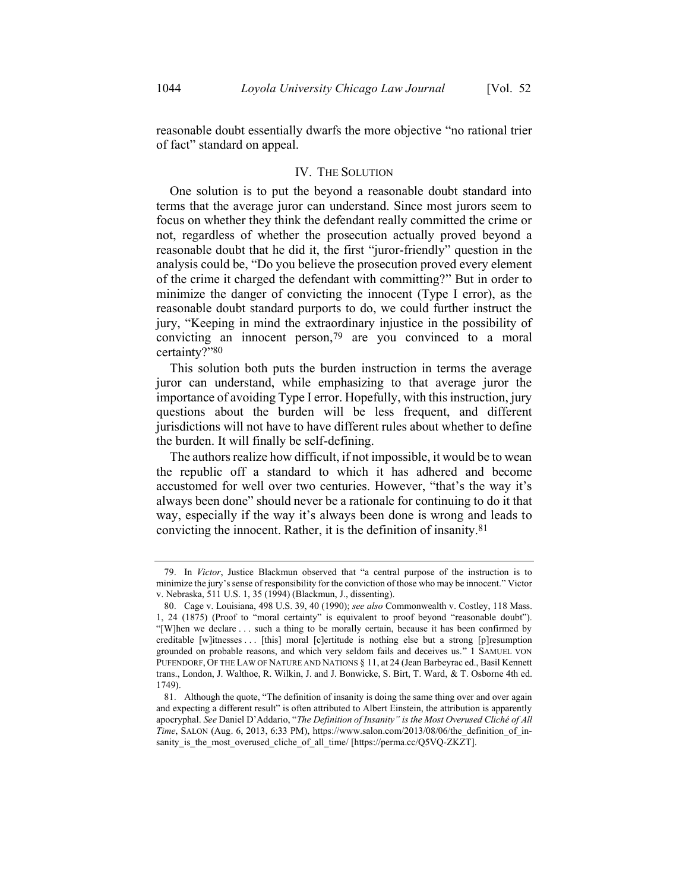reasonable doubt essentially dwarfs the more objective "no rational trier of fact" standard on appeal.

## IV. THE SOLUTION

One solution is to put the beyond a reasonable doubt standard into terms that the average juror can understand. Since most jurors seem to focus on whether they think the defendant really committed the crime or not, regardless of whether the prosecution actually proved beyond a reasonable doubt that he did it, the first "juror-friendly" question in the analysis could be, "Do you believe the prosecution proved every element of the crime it charged the defendant with committing?" But in order to minimize the danger of convicting the innocent (Type I error), as the reasonable doubt standard purports to do, we could further instruct the jury, "Keeping in mind the extraordinary injustice in the possibility of convicting an innocent person,[79] are you convinced to a moral certainty?"[80]

This solution both puts the burden instruction in terms the average juror can understand, while emphasizing to that average juror the importance of avoiding Type I error. Hopefully, with this instruction, jury questions about the burden will be less frequent, and different jurisdictions will not have to have different rules about whether to define the burden. It will finally be self-defining.

The authors realize how difficult, if not impossible, it would be to wean the republic off a standard to which it has adhered and become accustomed for well over two centuries. However, "that's the way it's always been done" should never be a rationale for continuing to do it that way, especially if the way it's always been done is wrong and leads to convicting the innocent. Rather, it is the definition of insanity.[81]

---

79. In *Victor*, Justice Blackmun observed that "a central purpose of the instruction is to minimize the jury's sense of responsibility for the conviction of those who may be innocent." Victor v. Nebraska, 511 U.S. 1, 35 (1994) (Blackmun, J., dissenting).

80. Cage v. Louisiana, 498 U.S. 39, 40 (1990); *see also* Commonwealth v. Costley, 118 Mass. 1, 24 (1875) (Proof to "moral certainty" is equivalent to proof beyond "reasonable doubt"). "[W]hen we declare . . . such a thing to be morally certain, because it has been confirmed by creditable [w]itnesses . . . [this] moral [c]ertitude is nothing else but a strong [p]resumption grounded on probable reasons, and which very seldom fails and deceives us." 1 SAMUEL VON PUFENDORF, OF THE LAW OF NATURE AND NATIONS § 11, at 24 (Jean Barbeyrac ed., Basil Kennett trans., London, J. Walthoe, R. Wilkin, J. and J. Bonwicke, S. Birt, T. Ward, & T. Osborne 4th ed. 1749).

81. Although the quote, "The definition of insanity is doing the same thing over and over again and expecting a different result" is often attributed to Albert Einstein, the attribution is apparently apocryphal. *See* Daniel D'Addario, "*The Definition of Insanity" is the Most Overused Cliché of All Time*, SALON (Aug. 6, 2013, 6:33 PM), https://www.salon.com/2013/08/06/the_definition_of_insanity_is_the_most_overused_cliche_of_all_time/ [https://perma.cc/Q5VQ-ZKZT].